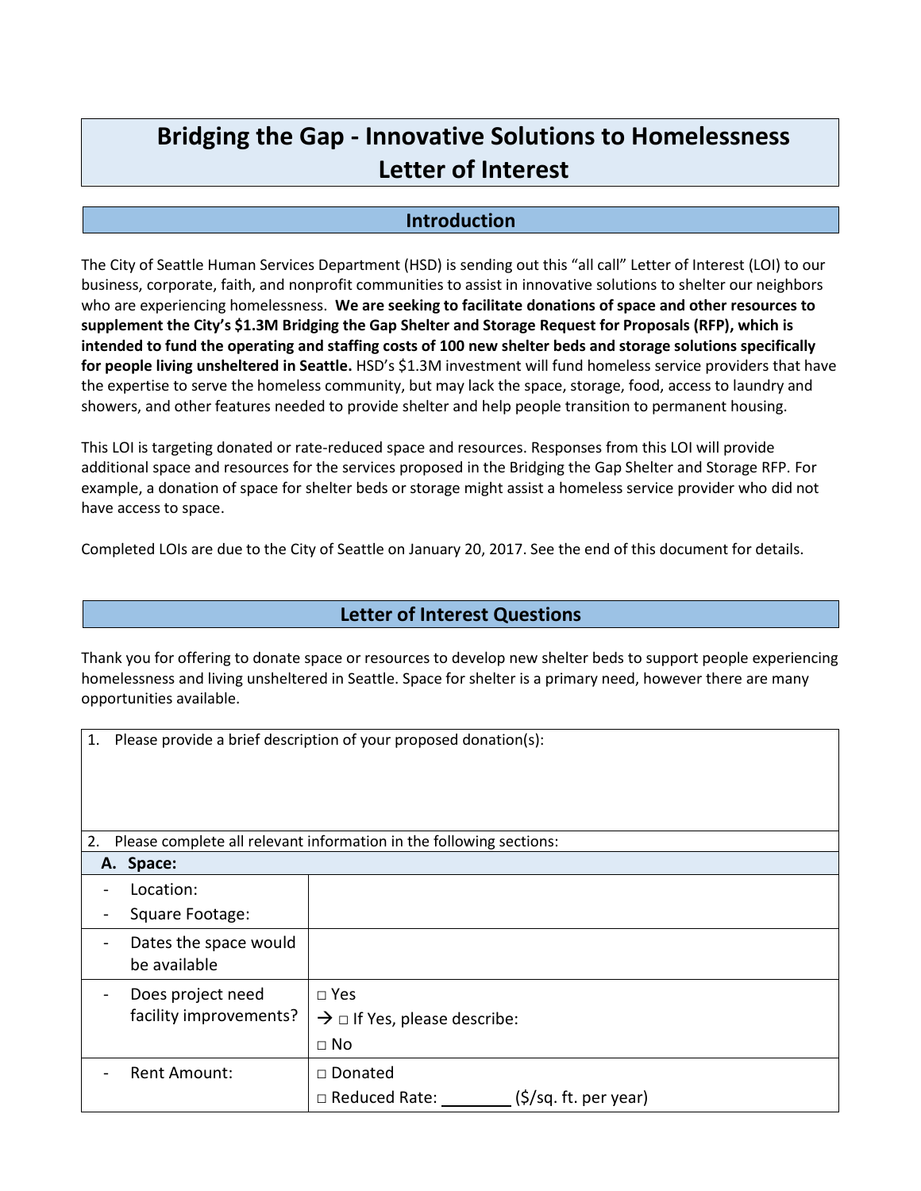# Bridging the Gap - Innovative Solutions to Homelessness Letter of Interest

## Introduction

The City of Seattle Human Services Department (HSD) is sending out this "all call" Letter of Interest (LOI) to our business, corporate, faith, and nonprofit communities to assist in innovative solutions to shelter our neighbors who are experiencing homelessness. **We are seeking to facilitate donations of space and other resources to supplement the City's $1.3M Bridging the Gap Shelter and Storage Request for Proposals (RFP), which is intended to fund the operating and staffing costs of 100 new shelter beds and storage solutions specifically for people living unsheltered in Seattle.** HSD's $1.3M investment will fund homeless service providers that have the expertise to serve the homeless community, but may lack the space, storage, food, access to laundry and showers, and other features needed to provide shelter and help people transition to permanent housing.

This LOI is targeting donated or rate-reduced space and resources. Responses from this LOI will provide additional space and resources for the services proposed in the Bridging the Gap Shelter and Storage RFP. For example, a donation of space for shelter beds or storage might assist a homeless service provider who did not have access to space.

Completed LOIs are due to the City of Seattle on January 20, 2017. See the end of this document for details.

## Letter of Interest Questions

Thank you for offering to donate space or resources to develop new shelter beds to support people experiencing homelessness and living unsheltered in Seattle. Space for shelter is a primary need, however there are many opportunities available.

| 1. Please provide a brief description of your proposed donation(s): | |
|---|---|
| 2. Please complete all relevant information in the following sections: | |
| **A. Space:** | |
| - Location:<br>- Square Footage: | |
| - Dates the space would be available | |
| - Does project need facility improvements? | □ Yes<br>→ □ If Yes, please describe:<br>□ No |
| - Rent Amount: | □ Donated<br>□ Reduced Rate: ________ ($/sq. ft. per year) |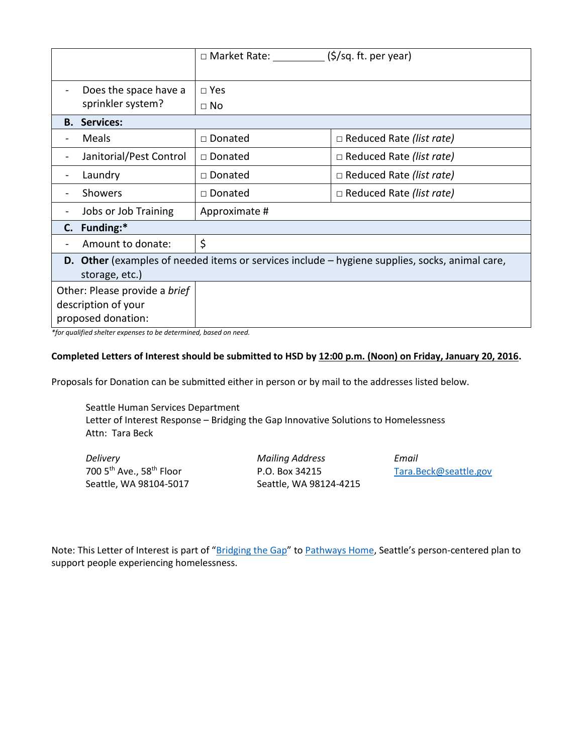| | | |
|---|---|---|
| | □ Market Rate: _________ ($/sq. ft. per year) | |
| - Does the space have a sprinkler system? | □ Yes<br>□ No | |
| **B. Services:** | | |
| - Meals | □ Donated | □ Reduced Rate *(list rate)* |
| - Janitorial/Pest Control | □ Donated | □ Reduced Rate *(list rate)* |
| - Laundry | □ Donated | □ Reduced Rate *(list rate)* |
| - Showers | □ Donated | □ Reduced Rate *(list rate)* |
| - Jobs or Job Training | Approximate # | |
| **C. Funding:*** | | |
| - Amount to donate: | $ | |
| **D. Other** (examples of needed items or services include – hygiene supplies, socks, animal care, storage, etc.) | | |
| Other: Please provide a *brief* description of your proposed donation: | | |

**for qualified shelter expenses to be determined, based on need.*

**Completed Letters of Interest should be submitted to HSD by 12:00 p.m. (Noon) on Friday, January 20, 2016.**

Proposals for Donation can be submitted either in person or by mail to the addresses listed below.

Seattle Human Services Department
Letter of Interest Response – Bridging the Gap Innovative Solutions to Homelessness
Attn: Tara Beck

*Delivery*
700 5th Ave., 58th Floor
Seattle, WA 98104-5017

*Mailing Address*
P.O. Box 34215
Seattle, WA 98124-4215

*Email*
Tara.Beck@seattle.gov

Note: This Letter of Interest is part of "Bridging the Gap" to Pathways Home, Seattle's person-centered plan to support people experiencing homelessness.